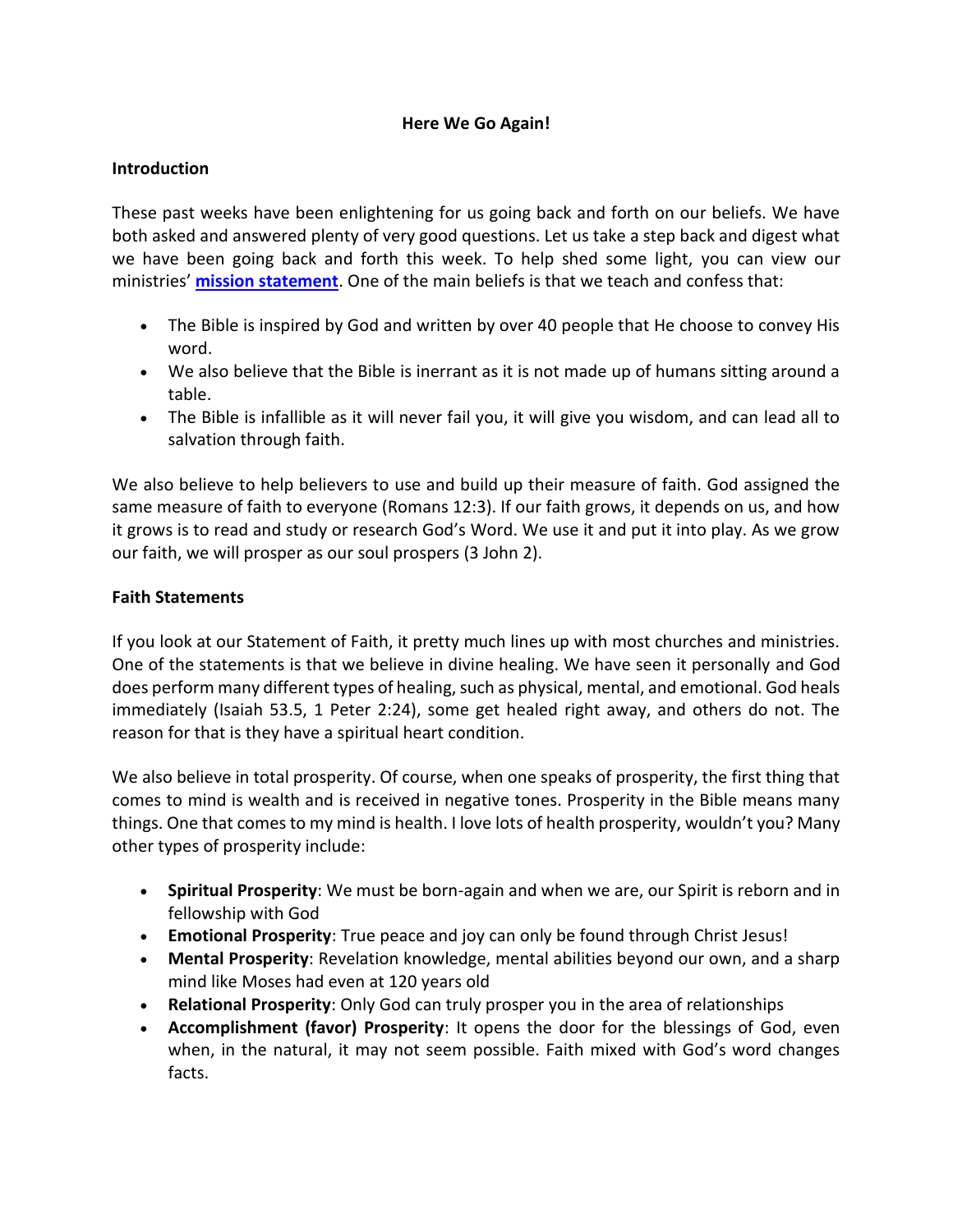# Here We Go Again!

## Introduction

These past weeks have been enlightening for us going back and forth on our beliefs. We have both asked and answered plenty of very good questions. Let us take a step back and digest what we have been going back and forth this week. To help shed some light, you can view our ministries' **mission statement**. One of the main beliefs is that we teach and confess that:

- The Bible is inspired by God and written by over 40 people that He choose to convey His word.
- We also believe that the Bible is inerrant as it is not made up of humans sitting around a table.
- The Bible is infallible as it will never fail you, it will give you wisdom, and can lead all to salvation through faith.

We also believe to help believers to use and build up their measure of faith. God assigned the same measure of faith to everyone (Romans 12:3). If our faith grows, it depends on us, and how it grows is to read and study or research God's Word. We use it and put it into play. As we grow our faith, we will prosper as our soul prospers (3 John 2).

## Faith Statements

If you look at our Statement of Faith, it pretty much lines up with most churches and ministries. One of the statements is that we believe in divine healing. We have seen it personally and God does perform many different types of healing, such as physical, mental, and emotional. God heals immediately (Isaiah 53.5, 1 Peter 2:24), some get healed right away, and others do not. The reason for that is they have a spiritual heart condition.

We also believe in total prosperity. Of course, when one speaks of prosperity, the first thing that comes to mind is wealth and is received in negative tones. Prosperity in the Bible means many things. One that comes to my mind is health. I love lots of health prosperity, wouldn't you? Many other types of prosperity include:

- **Spiritual Prosperity**: We must be born-again and when we are, our Spirit is reborn and in fellowship with God
- **Emotional Prosperity**: True peace and joy can only be found through Christ Jesus!
- **Mental Prosperity**: Revelation knowledge, mental abilities beyond our own, and a sharp mind like Moses had even at 120 years old
- **Relational Prosperity**: Only God can truly prosper you in the area of relationships
- **Accomplishment (favor) Prosperity**: It opens the door for the blessings of God, even when, in the natural, it may not seem possible. Faith mixed with God's word changes facts.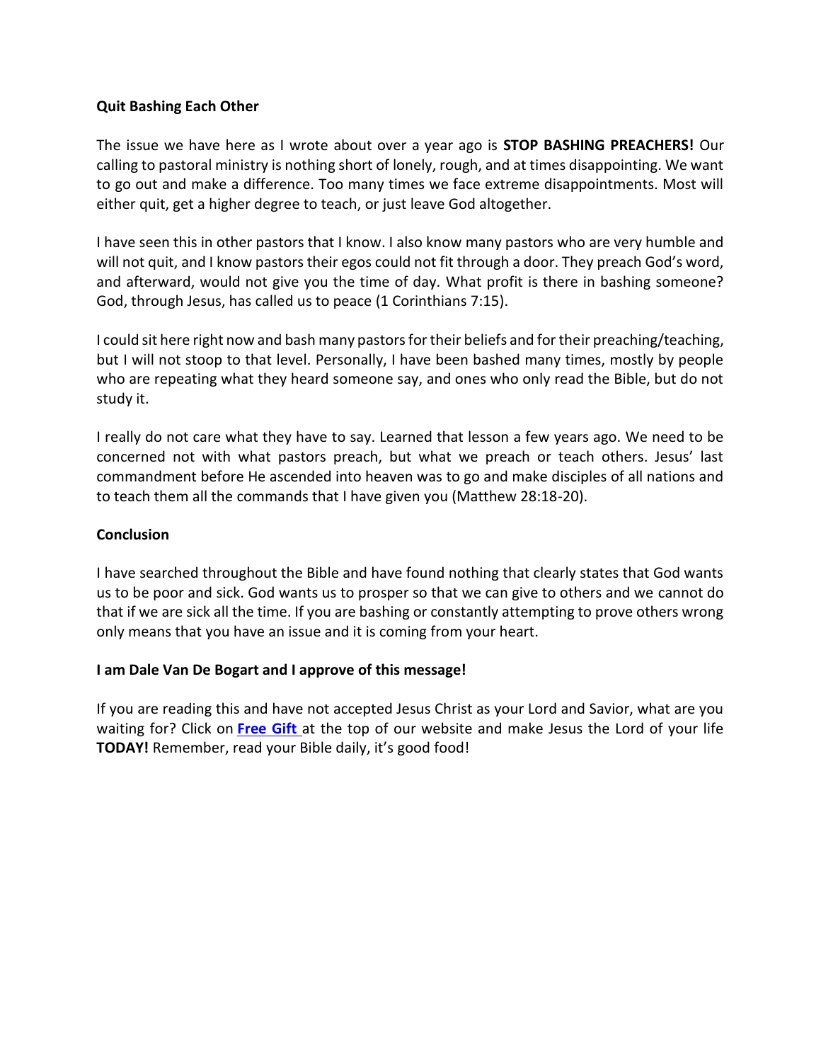**Quit Bashing Each Other**

The issue we have here as I wrote about over a year ago is **STOP BASHING PREACHERS!** Our calling to pastoral ministry is nothing short of lonely, rough, and at times disappointing. We want to go out and make a difference. Too many times we face extreme disappointments. Most will either quit, get a higher degree to teach, or just leave God altogether.

I have seen this in other pastors that I know. I also know many pastors who are very humble and will not quit, and I know pastors their egos could not fit through a door. They preach God's word, and afterward, would not give you the time of day. What profit is there in bashing someone? God, through Jesus, has called us to peace (1 Corinthians 7:15).

I could sit here right now and bash many pastors for their beliefs and for their preaching/teaching, but I will not stoop to that level. Personally, I have been bashed many times, mostly by people who are repeating what they heard someone say, and ones who only read the Bible, but do not study it.

I really do not care what they have to say. Learned that lesson a few years ago. We need to be concerned not with what pastors preach, but what we preach or teach others. Jesus' last commandment before He ascended into heaven was to go and make disciples of all nations and to teach them all the commands that I have given you (Matthew 28:18-20).

**Conclusion**

I have searched throughout the Bible and have found nothing that clearly states that God wants us to be poor and sick. God wants us to prosper so that we can give to others and we cannot do that if we are sick all the time. If you are bashing or constantly attempting to prove others wrong only means that you have an issue and it is coming from your heart.

**I am Dale Van De Bogart and I approve of this message!**

If you are reading this and have not accepted Jesus Christ as your Lord and Savior, what are you waiting for? Click on **Free Gift** at the top of our website and make Jesus the Lord of your life **TODAY!** Remember, read your Bible daily, it's good food!